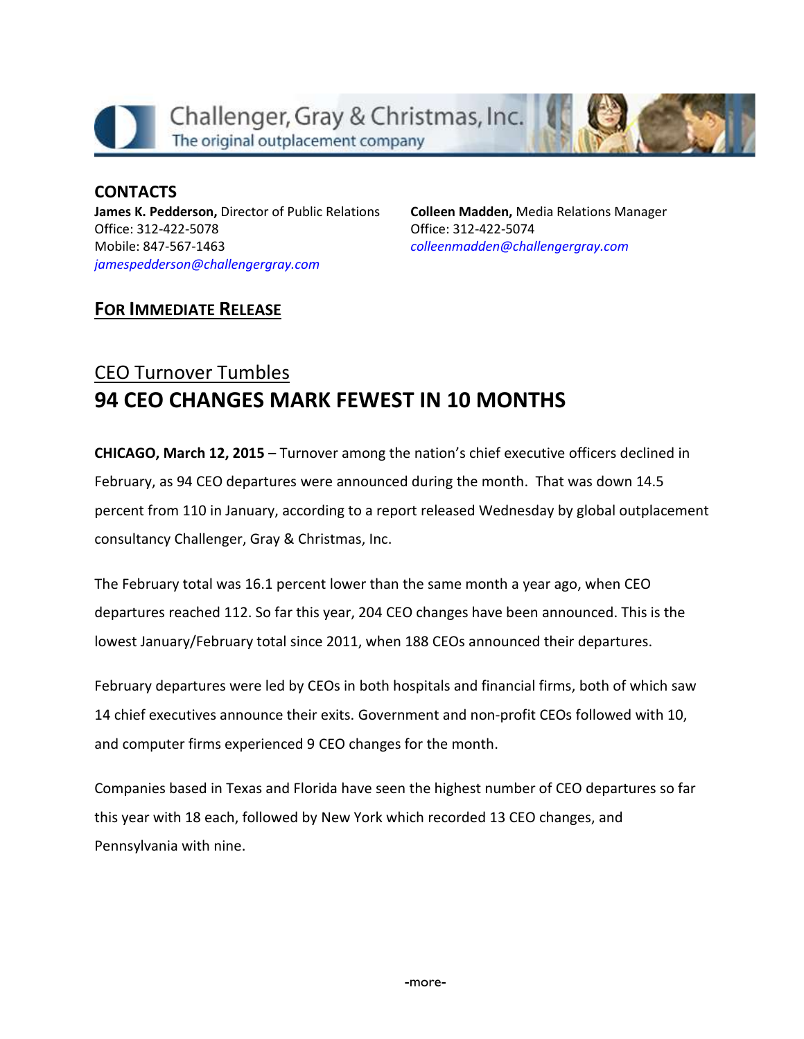Challenger, Gray & Christmas, Inc.
The original outplacement company

**CONTACTS**

**James K. Pedderson,** Director of Public Relations
Office: 312-422-5078
Mobile: 847-567-1463
*jamespedderson@challengergray.com*

**Colleen Madden,** Media Relations Manager
Office: 312-422-5074
*colleenmadden@challengergray.com*

**FOR IMMEDIATE RELEASE**

## CEO Turnover Tumbles

# 94 CEO CHANGES MARK FEWEST IN 10 MONTHS

**CHICAGO, March 12, 2015** – Turnover among the nation's chief executive officers declined in February, as 94 CEO departures were announced during the month. That was down 14.5 percent from 110 in January, according to a report released Wednesday by global outplacement consultancy Challenger, Gray & Christmas, Inc.

The February total was 16.1 percent lower than the same month a year ago, when CEO departures reached 112. So far this year, 204 CEO changes have been announced. This is the lowest January/February total since 2011, when 188 CEOs announced their departures.

February departures were led by CEOs in both hospitals and financial firms, both of which saw 14 chief executives announce their exits. Government and non-profit CEOs followed with 10, and computer firms experienced 9 CEO changes for the month.

Companies based in Texas and Florida have seen the highest number of CEO departures so far this year with 18 each, followed by New York which recorded 13 CEO changes, and Pennsylvania with nine.

-more-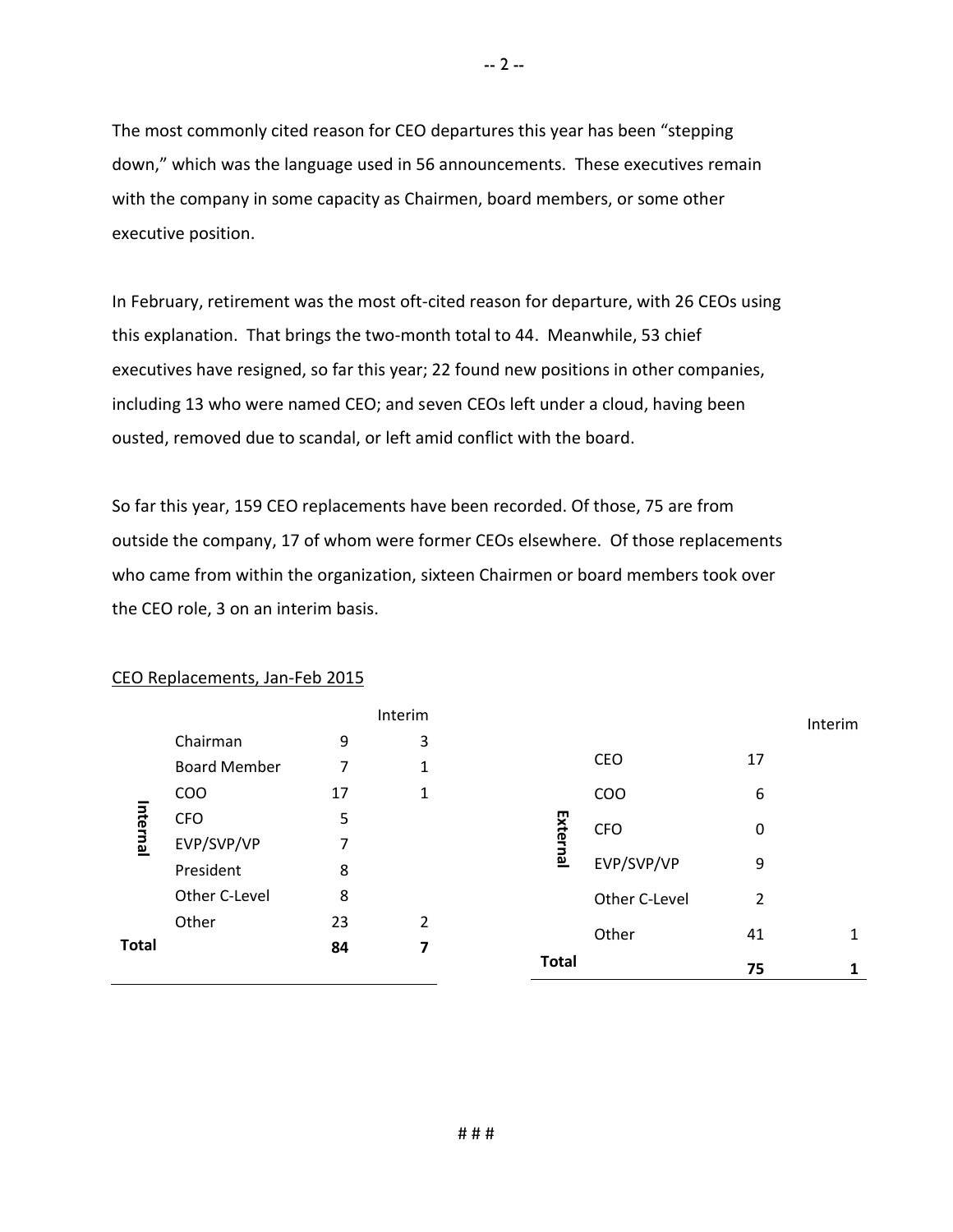The most commonly cited reason for CEO departures this year has been "stepping down," which was the language used in 56 announcements. These executives remain with the company in some capacity as Chairmen, board members, or some other executive position.

In February, retirement was the most oft-cited reason for departure, with 26 CEOs using this explanation. That brings the two-month total to 44. Meanwhile, 53 chief executives have resigned, so far this year; 22 found new positions in other companies, including 13 who were named CEO; and seven CEOs left under a cloud, having been ousted, removed due to scandal, or left amid conflict with the board.

So far this year, 159 CEO replacements have been recorded. Of those, 75 are from outside the company, 17 of whom were former CEOs elsewhere. Of those replacements who came from within the organization, sixteen Chairmen or board members took over the CEO role, 3 on an interim basis.

CEO Replacements, Jan-Feb 2015

| | | | Interim |
|---|---|---|---|
| Internal | Chairman | 9 | 3 |
| | Board Member | 7 | 1 |
| | COO | 17 | 1 |
| | CFO | 5 | |
| | EVP/SVP/VP | 7 | |
| | President | 8 | |
| | Other C-Level | 8 | |
| | Other | 23 | 2 |
| **Total** | | **84** | **7** |

| | | | Interim |
|---|---|---|---|
| External | CEO | 17 | |
| | COO | 6 | |
| | CFO | 0 | |
| | EVP/SVP/VP | 9 | |
| | Other C-Level | 2 | |
| | Other | 41 | 1 |
| **Total** | | **75** | **1** |

# # #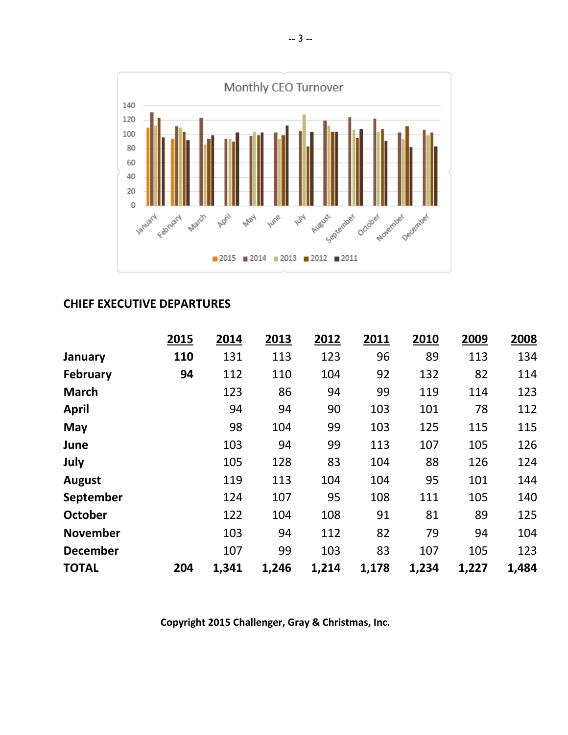## CHIEF EXECUTIVE DEPARTURES

| | 2015 | 2014 | 2013 | 2012 | 2011 | 2010 | 2009 | 2008 |
|---|---|---|---|---|---|---|---|---|
| **January** | **110** | 131 | 113 | 123 | 96 | 89 | 113 | 134 |
| **February** | **94** | 112 | 110 | 104 | 92 | 132 | 82 | 114 |
| **March** | | 123 | 86 | 94 | 99 | 119 | 114 | 123 |
| **April** | | 94 | 94 | 90 | 103 | 101 | 78 | 112 |
| **May** | | 98 | 104 | 99 | 103 | 125 | 115 | 115 |
| **June** | | 103 | 94 | 99 | 113 | 107 | 105 | 126 |
| **July** | | 105 | 128 | 83 | 104 | 88 | 126 | 124 |
| **August** | | 119 | 113 | 104 | 104 | 95 | 101 | 144 |
| **September** | | 124 | 107 | 95 | 108 | 111 | 105 | 140 |
| **October** | | 122 | 104 | 108 | 91 | 81 | 89 | 125 |
| **November** | | 103 | 94 | 112 | 82 | 79 | 94 | 104 |
| **December** | | 107 | 99 | 103 | 83 | 107 | 105 | 123 |
| **TOTAL** | **204** | **1,341** | **1,246** | **1,214** | **1,178** | **1,234** | **1,227** | **1,484** |

**Copyright 2015 Challenger, Gray & Christmas, Inc.**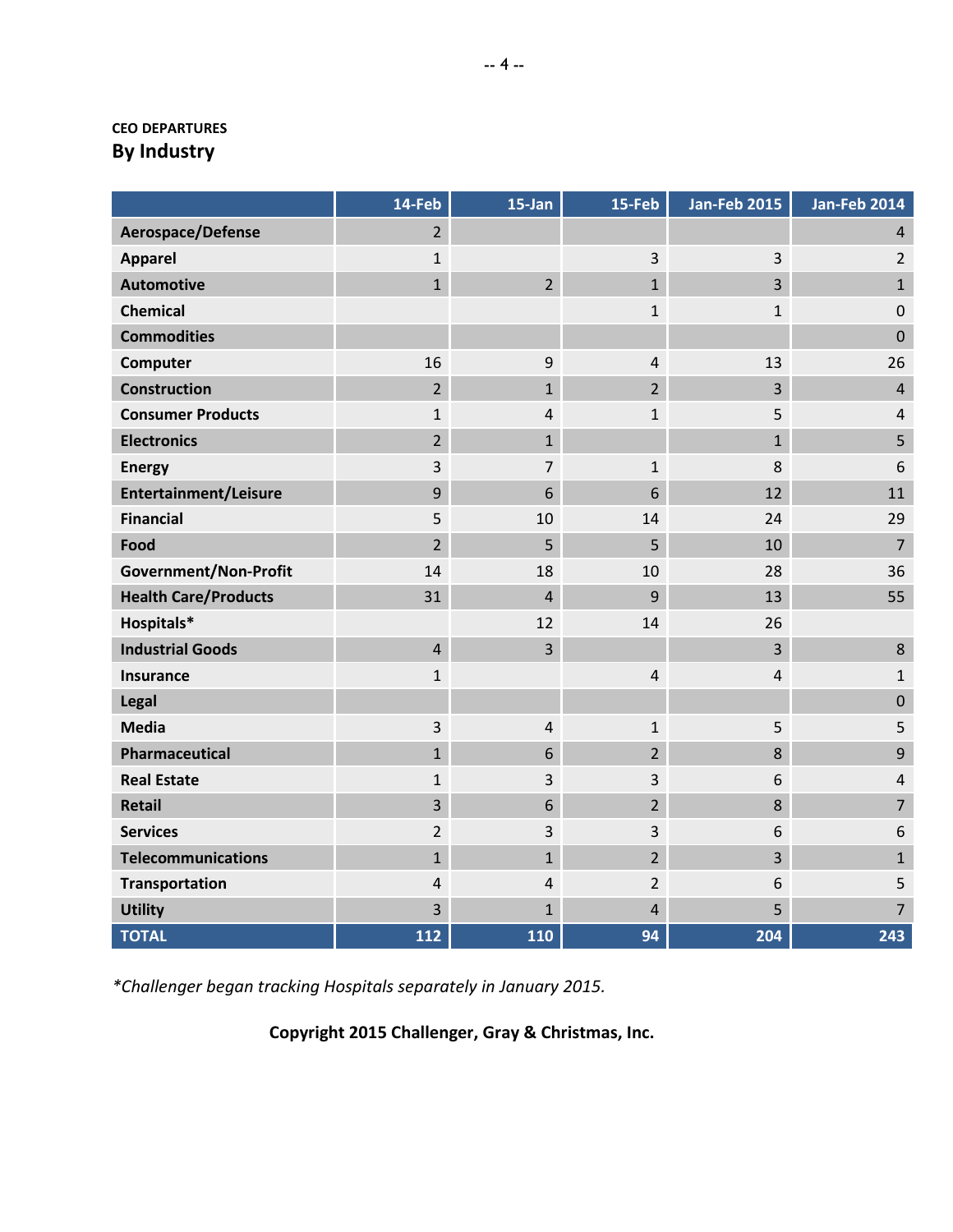CEO DEPARTURES

## By Industry

| | 14-Feb | 15-Jan | 15-Feb | Jan-Feb 2015 | Jan-Feb 2014 |
|---|---|---|---|---|---|
| **Aerospace/Defense** | 2 | | | | 4 |
| **Apparel** | 1 | | 3 | 3 | 2 |
| **Automotive** | 1 | 2 | 1 | 3 | 1 |
| **Chemical** | | | 1 | 1 | 0 |
| **Commodities** | | | | | 0 |
| **Computer** | 16 | 9 | 4 | 13 | 26 |
| **Construction** | 2 | 1 | 2 | 3 | 4 |
| **Consumer Products** | 1 | 4 | 1 | 5 | 4 |
| **Electronics** | 2 | 1 | | 1 | 5 |
| **Energy** | 3 | 7 | 1 | 8 | 6 |
| **Entertainment/Leisure** | 9 | 6 | 6 | 12 | 11 |
| **Financial** | 5 | 10 | 14 | 24 | 29 |
| **Food** | 2 | 5 | 5 | 10 | 7 |
| **Government/Non-Profit** | 14 | 18 | 10 | 28 | 36 |
| **Health Care/Products** | 31 | 4 | 9 | 13 | 55 |
| **Hospitals*** | | 12 | 14 | 26 | |
| **Industrial Goods** | 4 | 3 | | 3 | 8 |
| **Insurance** | 1 | | 4 | 4 | 1 |
| **Legal** | | | | | 0 |
| **Media** | 3 | 4 | 1 | 5 | 5 |
| **Pharmaceutical** | 1 | 6 | 2 | 8 | 9 |
| **Real Estate** | 1 | 3 | 3 | 6 | 4 |
| **Retail** | 3 | 6 | 2 | 8 | 7 |
| **Services** | 2 | 3 | 3 | 6 | 6 |
| **Telecommunications** | 1 | 1 | 2 | 3 | 1 |
| **Transportation** | 4 | 4 | 2 | 6 | 5 |
| **Utility** | 3 | 1 | 4 | 5 | 7 |
| **TOTAL** | **112** | **110** | **94** | **204** | **243** |

*\*Challenger began tracking Hospitals separately in January 2015.*

**Copyright 2015 Challenger, Gray & Christmas, Inc.**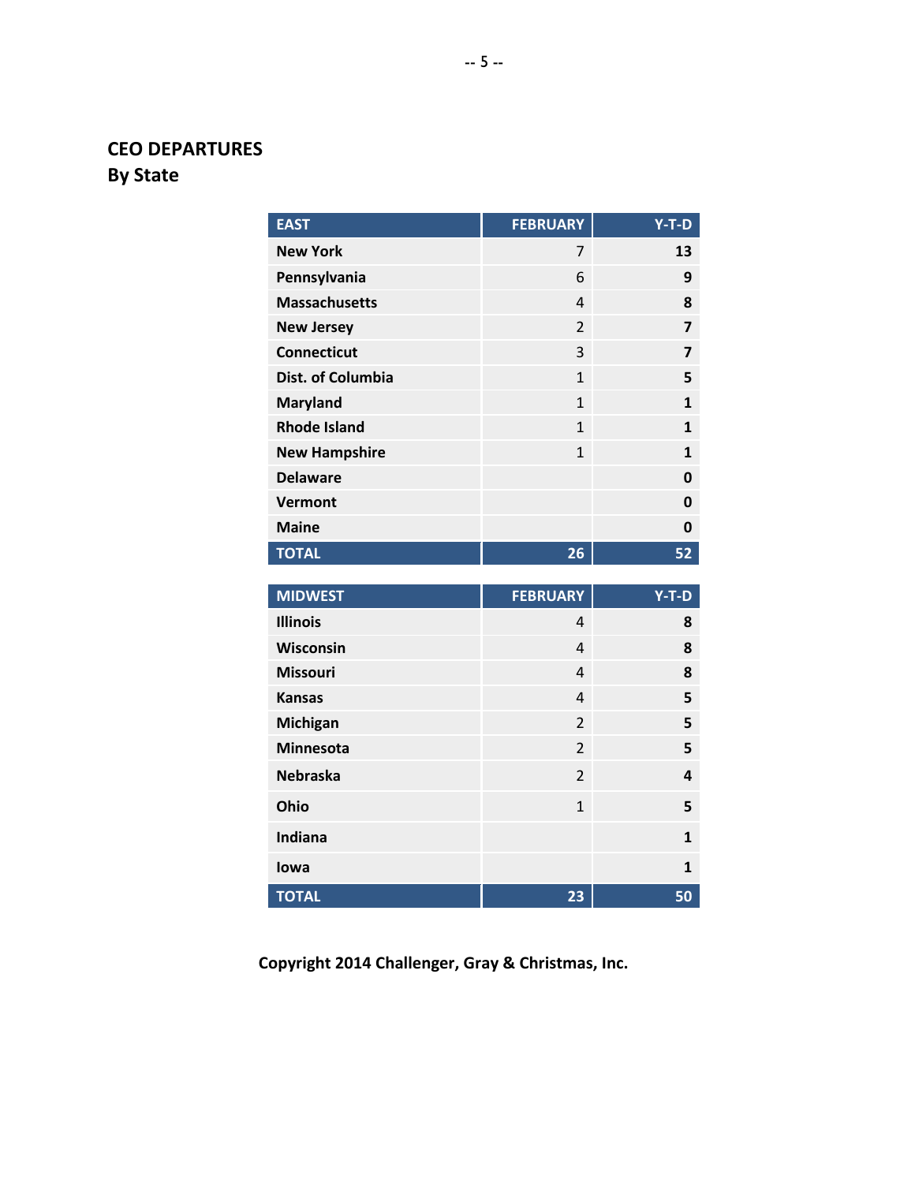## CEO DEPARTURES
### By State

| EAST | FEBRUARY | Y-T-D |
|---|---|---|
| New York | 7 | 13 |
| Pennsylvania | 6 | 9 |
| Massachusetts | 4 | 8 |
| New Jersey | 2 | 7 |
| Connecticut | 3 | 7 |
| Dist. of Columbia | 1 | 5 |
| Maryland | 1 | 1 |
| Rhode Island | 1 | 1 |
| New Hampshire | 1 | 1 |
| Delaware | | 0 |
| Vermont | | 0 |
| Maine | | 0 |
| TOTAL | 26 | 52 |

| MIDWEST | FEBRUARY | Y-T-D |
|---|---|---|
| Illinois | 4 | 8 |
| Wisconsin | 4 | 8 |
| Missouri | 4 | 8 |
| Kansas | 4 | 5 |
| Michigan | 2 | 5 |
| Minnesota | 2 | 5 |
| Nebraska | 2 | 4 |
| Ohio | 1 | 5 |
| Indiana | | 1 |
| Iowa | | 1 |
| TOTAL | 23 | 50 |

**Copyright 2014 Challenger, Gray & Christmas, Inc.**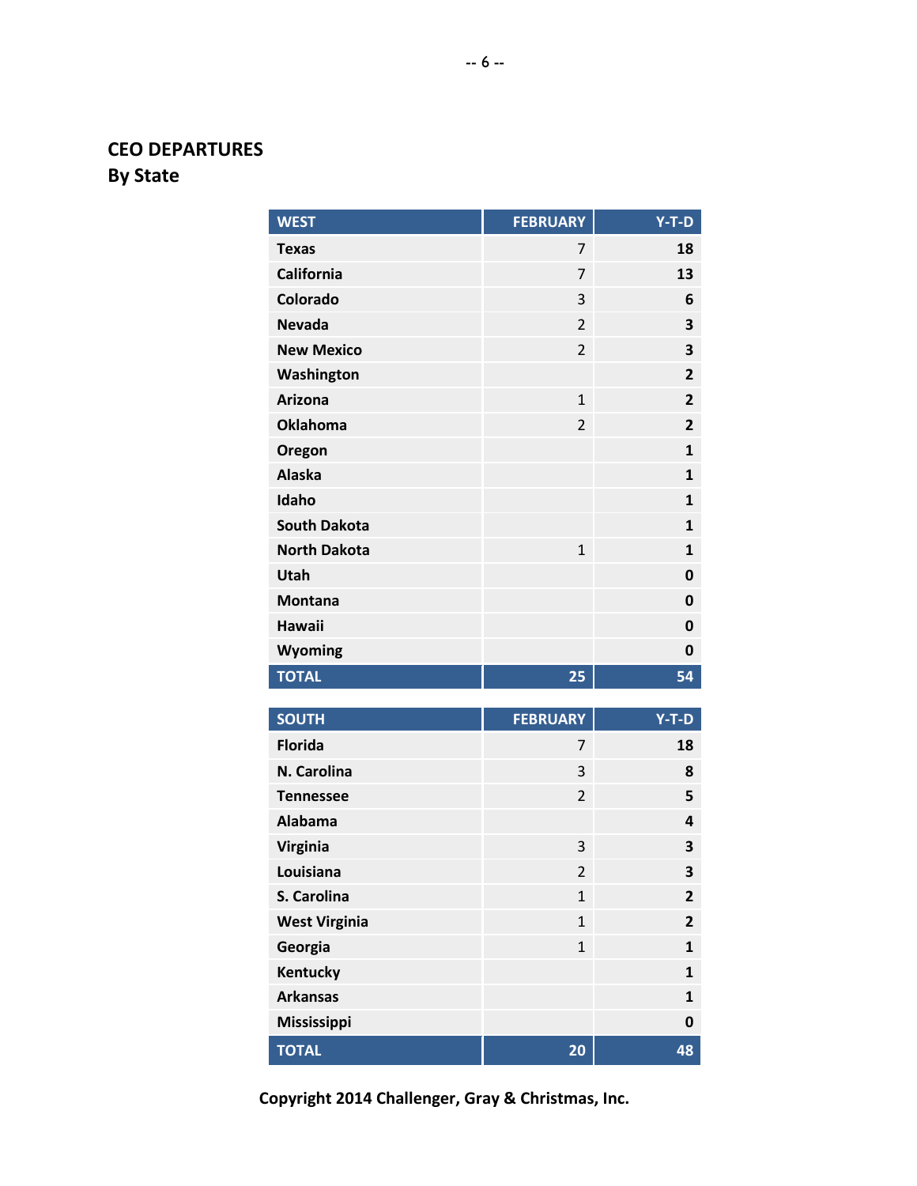## CEO DEPARTURES
### By State

| WEST | FEBRUARY | Y-T-D |
|---|---|---|
| Texas | 7 | 18 |
| California | 7 | 13 |
| Colorado | 3 | 6 |
| Nevada | 2 | 3 |
| New Mexico | 2 | 3 |
| Washington | | 2 |
| Arizona | 1 | 2 |
| Oklahoma | 2 | 2 |
| Oregon | | 1 |
| Alaska | | 1 |
| Idaho | | 1 |
| South Dakota | | 1 |
| North Dakota | 1 | 1 |
| Utah | | 0 |
| Montana | | 0 |
| Hawaii | | 0 |
| Wyoming | | 0 |
| TOTAL | 25 | 54 |

| SOUTH | FEBRUARY | Y-T-D |
|---|---|---|
| Florida | 7 | 18 |
| N. Carolina | 3 | 8 |
| Tennessee | 2 | 5 |
| Alabama | | 4 |
| Virginia | 3 | 3 |
| Louisiana | 2 | 3 |
| S. Carolina | 1 | 2 |
| West Virginia | 1 | 2 |
| Georgia | 1 | 1 |
| Kentucky | | 1 |
| Arkansas | | 1 |
| Mississippi | | 0 |
| TOTAL | 20 | 48 |

**Copyright 2014 Challenger, Gray & Christmas, Inc.**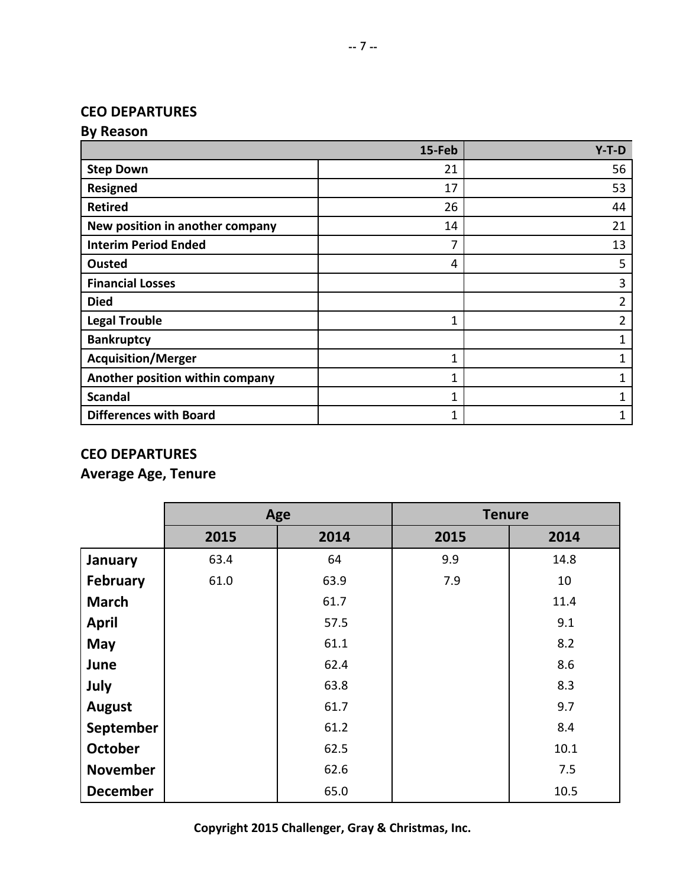**CEO DEPARTURES**

**By Reason**

| | 15-Feb | Y-T-D |
|---|---|---|
| **Step Down** | 21 | 56 |
| **Resigned** | 17 | 53 |
| **Retired** | 26 | 44 |
| **New position in another company** | 14 | 21 |
| **Interim Period Ended** | 7 | 13 |
| **Ousted** | 4 | 5 |
| **Financial Losses** | | 3 |
| **Died** | | 2 |
| **Legal Trouble** | 1 | 2 |
| **Bankruptcy** | | 1 |
| **Acquisition/Merger** | 1 | 1 |
| **Another position within company** | 1 | 1 |
| **Scandal** | 1 | 1 |
| **Differences with Board** | 1 | 1 |

**CEO DEPARTURES**

**Average Age, Tenure**

| | Age | | Tenure | |
|---|---|---|---|---|
| | 2015 | 2014 | 2015 | 2014 |
| **January** | 63.4 | 64 | 9.9 | 14.8 |
| **February** | 61.0 | 63.9 | 7.9 | 10 |
| **March** | | 61.7 | | 11.4 |
| **April** | | 57.5 | | 9.1 |
| **May** | | 61.1 | | 8.2 |
| **June** | | 62.4 | | 8.6 |
| **July** | | 63.8 | | 8.3 |
| **August** | | 61.7 | | 9.7 |
| **September** | | 61.2 | | 8.4 |
| **October** | | 62.5 | | 10.1 |
| **November** | | 62.6 | | 7.5 |
| **December** | | 65.0 | | 10.5 |

**Copyright 2015 Challenger, Gray & Christmas, Inc.**